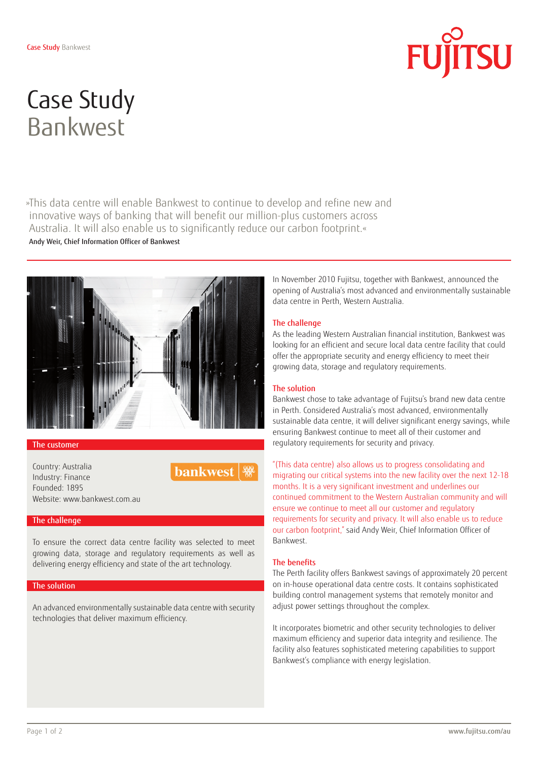# Case Study
# Bankwest

»This data centre will enable Bankwest to continue to develop and refine new and innovative ways of banking that will benefit our million-plus customers across Australia. It will also enable us to significantly reduce our carbon footprint.«

**Andy Weir, Chief Information Officer of Bankwest**

### The customer

Country: Australia
Industry: Finance
Founded: 1895
Website: www.bankwest.com.au

### The challenge

To ensure the correct data centre facility was selected to meet growing data, storage and regulatory requirements as well as delivering energy efficiency and state of the art technology.

### The solution

An advanced environmentally sustainable data centre with security technologies that deliver maximum efficiency.

In November 2010 Fujitsu, together with Bankwest, announced the opening of Australia's most advanced and environmentally sustainable data centre in Perth, Western Australia.

## The challenge

As the leading Western Australian financial institution, Bankwest was looking for an efficient and secure local data centre facility that could offer the appropriate security and energy efficiency to meet their growing data, storage and regulatory requirements.

## The solution

Bankwest chose to take advantage of Fujitsu's brand new data centre in Perth. Considered Australia's most advanced, environmentally sustainable data centre, it will deliver significant energy savings, while ensuring Bankwest continue to meet all of their customer and regulatory requirements for security and privacy.

"(This data centre) also allows us to progress consolidating and migrating our critical systems into the new facility over the next 12-18 months. It is a very significant investment and underlines our continued commitment to the Western Australian community and will ensure we continue to meet all our customer and regulatory requirements for security and privacy. It will also enable us to reduce our carbon footprint," said Andy Weir, Chief Information Officer of Bankwest.

## The benefits

The Perth facility offers Bankwest savings of approximately 20 percent on in-house operational data centre costs. It contains sophisticated building control management systems that remotely monitor and adjust power settings throughout the complex.

It incorporates biometric and other security technologies to deliver maximum efficiency and superior data integrity and resilience. The facility also features sophisticated metering capabilities to support Bankwest's compliance with energy legislation.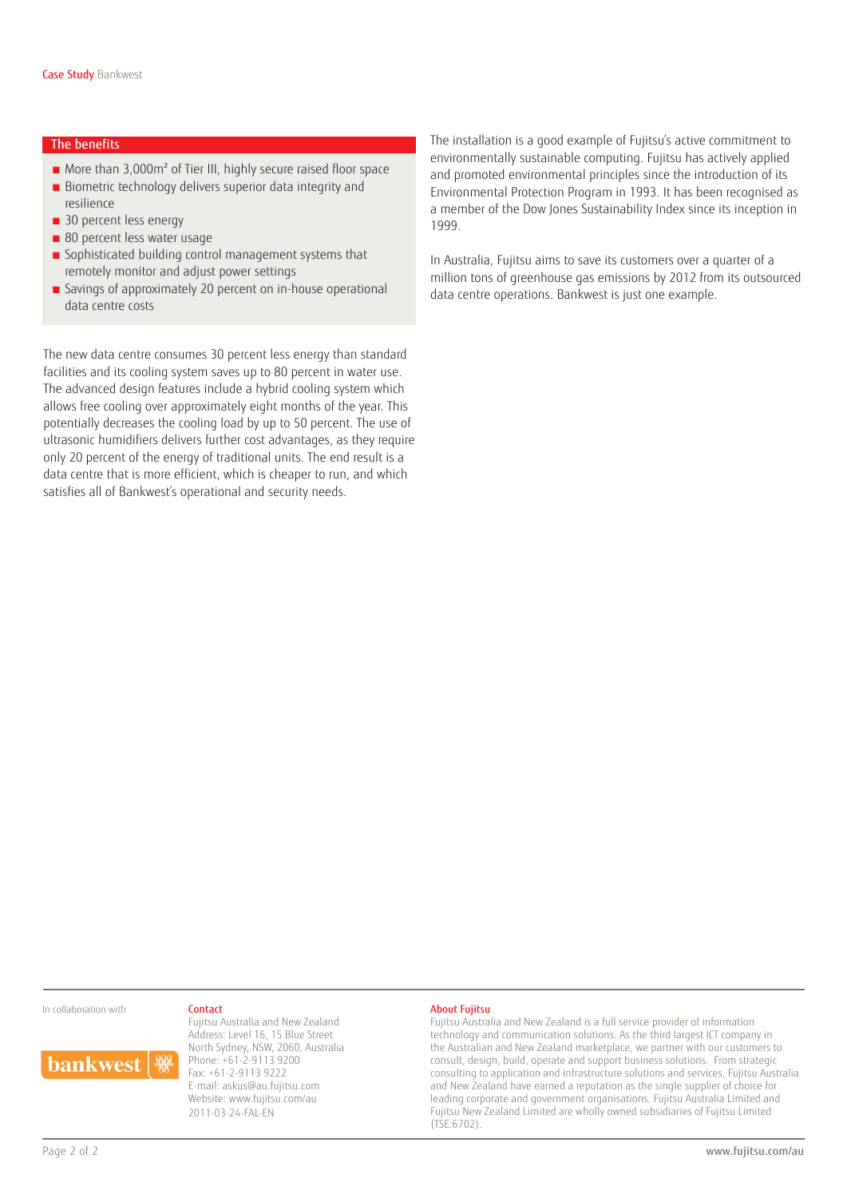## The benefits

- More than 3,000m² of Tier III, highly secure raised floor space
- Biometric technology delivers superior data integrity and resilience
- 30 percent less energy
- 80 percent less water usage
- Sophisticated building control management systems that remotely monitor and adjust power settings
- Savings of approximately 20 percent on in-house operational data centre costs

The new data centre consumes 30 percent less energy than standard facilities and its cooling system saves up to 80 percent in water use. The advanced design features include a hybrid cooling system which allows free cooling over approximately eight months of the year. This potentially decreases the cooling load by up to 50 percent. The use of ultrasonic humidifiers delivers further cost advantages, as they require only 20 percent of the energy of traditional units. The end result is a data centre that is more efficient, which is cheaper to run, and which satisfies all of Bankwest's operational and security needs.

The installation is a good example of Fujitsu's active commitment to environmentally sustainable computing. Fujitsu has actively applied and promoted environmental principles since the introduction of its Environmental Protection Program in 1993. It has been recognised as a member of the Dow Jones Sustainability Index since its inception in 1999.

In Australia, Fujitsu aims to save its customers over a quarter of a million tons of greenhouse gas emissions by 2012 from its outsourced data centre operations. Bankwest is just one example.

In collaboration with

bankwest

**Contact**
Fujitsu Australia and New Zealand
Address: Level 16, 15 Blue Street
North Sydney, NSW, 2060, Australia
Phone: +61-2-9113 9200
Fax: +61-2-9113 9222
E-mail: askus@au.fujitsu.com
Website: www.fujitsu.com/au
2011-03-24-FAL-EN

**About Fujitsu**
Fujitsu Australia and New Zealand is a full service provider of information technology and communication solutions. As the third largest ICT company in the Australian and New Zealand marketplace, we partner with our customers to consult, design, build, operate and support business solutions. From strategic consulting to application and infrastructure solutions and services, Fujitsu Australia and New Zealand have earned a reputation as the single supplier of choice for leading corporate and government organisations. Fujitsu Australia Limited and Fujitsu New Zealand Limited are wholly owned subsidiaries of Fujitsu Limited (TSE:6702).